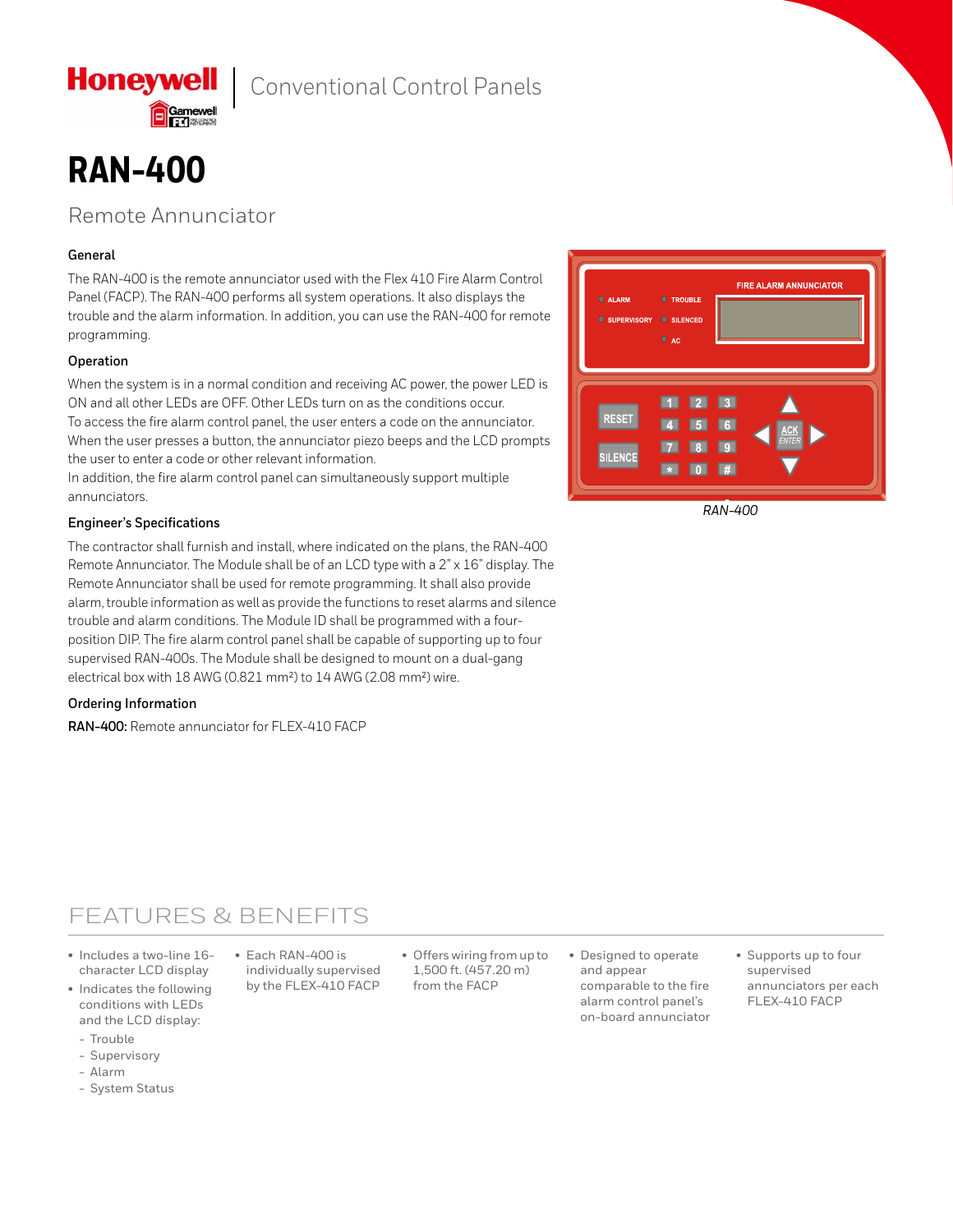Honeywell | Conventional Control Panels

# RAN-400

## Remote Annunciator

### General

The RAN-400 is the remote annunciator used with the Flex 410 Fire Alarm Control Panel (FACP). The RAN-400 performs all system operations. It also displays the trouble and the alarm information. In addition, you can use the RAN-400 for remote programming.

### Operation

When the system is in a normal condition and receiving AC power, the power LED is ON and all other LEDs are OFF. Other LEDs turn on as the conditions occur.
To access the fire alarm control panel, the user enters a code on the annunciator. When the user presses a button, the annunciator piezo beeps and the LCD prompts the user to enter a code or other relevant information.
In addition, the fire alarm control panel can simultaneously support multiple annunciators.

### Engineer's Specifications

The contractor shall furnish and install, where indicated on the plans, the RAN-400 Remote Annunciator. The Module shall be of an LCD type with a 2" x 16" display. The Remote Annunciator shall be used for remote programming. It shall also provide alarm, trouble information as well as provide the functions to reset alarms and silence trouble and alarm conditions. The Module ID shall be programmed with a four-position DIP. The fire alarm control panel shall be capable of supporting up to four supervised RAN-400s. The Module shall be designed to mount on a dual-gang electrical box with 18 AWG (0.821 mm²) to 14 AWG (2.08 mm²) wire.

### Ordering Information

**RAN-400:** Remote annunciator for FLEX-410 FACP

*RAN-400*

## FEATURES & BENEFITS

- Includes a two-line 16-character LCD display
- Indicates the following conditions with LEDs and the LCD display:
  - Trouble
  - Supervisory
  - Alarm
  - System Status
- Each RAN-400 is individually supervised by the FLEX-410 FACP
- Offers wiring from up to 1,500 ft. (457.20 m) from the FACP
- Designed to operate and appear comparable to the fire alarm control panel's on-board annunciator
- Supports up to four supervised annunciators per each FLEX-410 FACP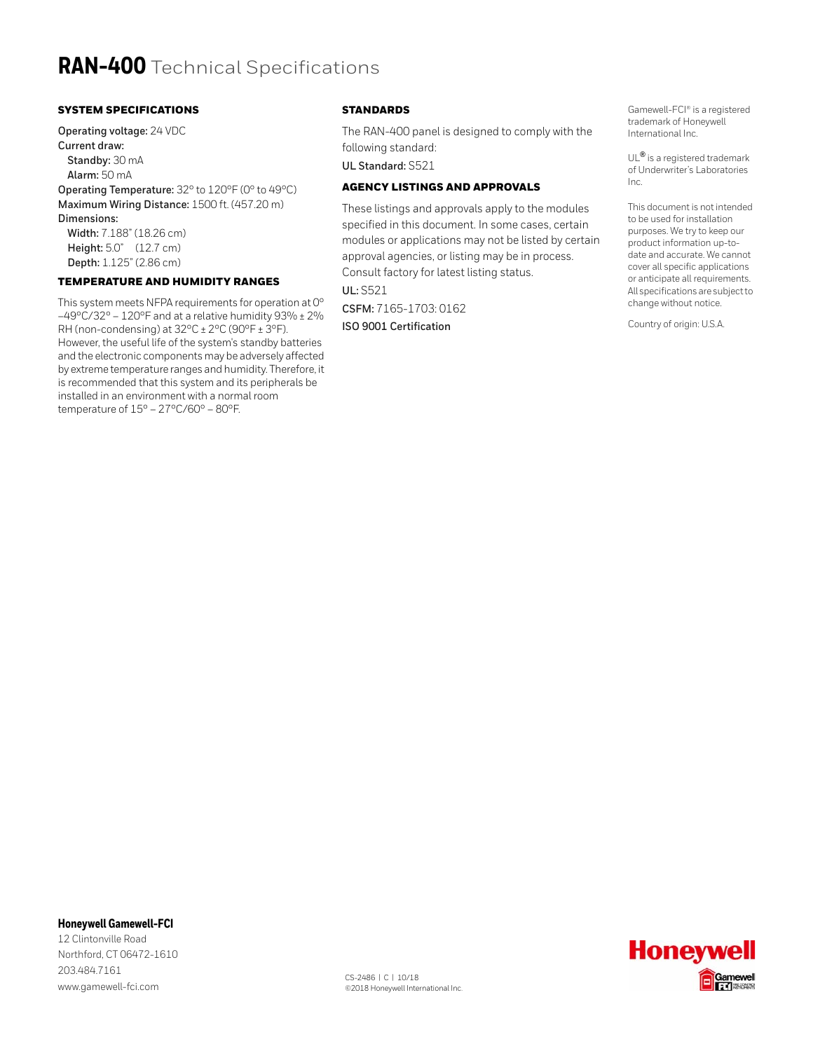# RAN-400 Technical Specifications

## SYSTEM SPECIFICATIONS

**Operating voltage:** 24 VDC
**Current draw:**
  **Standby:** 30 mA
  **Alarm:** 50 mA
**Operating Temperature:** 32° to 120°F (0° to 49°C)
**Maximum Wiring Distance:** 1500 ft. (457.20 m)
**Dimensions:**
  **Width:** 7.188" (18.26 cm)
  **Height:** 5.0" (12.7 cm)
  **Depth:** 1.125" (2.86 cm)

## TEMPERATURE AND HUMIDITY RANGES

This system meets NFPA requirements for operation at 0° –49°C/32° – 120°F and at a relative humidity 93% ± 2% RH (non-condensing) at 32°C ± 2°C (90°F ± 3°F). However, the useful life of the system's standby batteries and the electronic components may be adversely affected by extreme temperature ranges and humidity. Therefore, it is recommended that this system and its peripherals be installed in an environment with a normal room temperature of 15° – 27°C/60° – 80°F.

## STANDARDS

The RAN-400 panel is designed to comply with the following standard:

**UL Standard:** S521

## AGENCY LISTINGS AND APPROVALS

These listings and approvals apply to the modules specified in this document. In some cases, certain modules or applications may not be listed by certain approval agencies, or listing may be in process. Consult factory for latest listing status.

**UL:** S521

**CSFM:** 7165-1703: 0162

**ISO 9001 Certification**

Gamewell-FCI® is a registered trademark of Honeywell International Inc.

UL® is a registered trademark of Underwriter's Laboratories Inc.

This document is not intended to be used for installation purposes. We try to keep our product information up-to-date and accurate. We cannot cover all specific applications or anticipate all requirements. All specifications are subject to change without notice.

Country of origin: U.S.A.

**Honeywell Gamewell-FCI**
12 Clintonville Road
Northford, CT 06472-1610
203.484.7161
www.gamewell-fci.com

CS-2486 | C | 10/18
©2018 Honeywell International Inc.